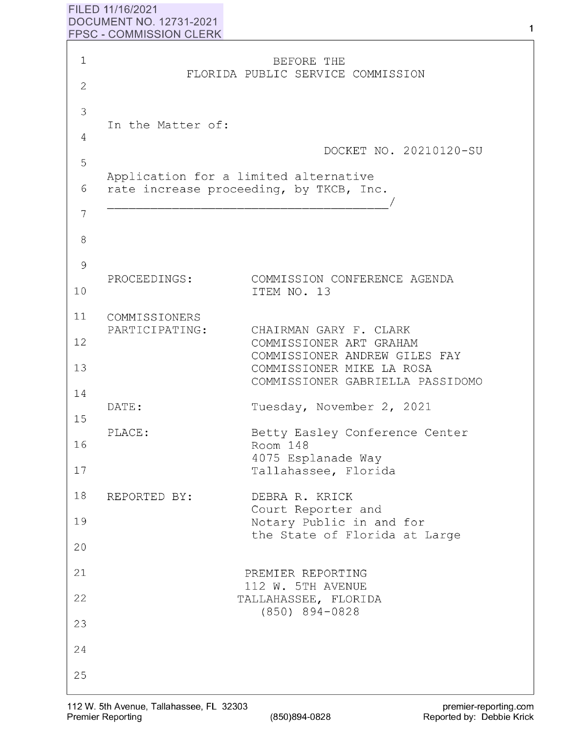FILED 11/16/2021
DOCUMENT NO. 12731-2021
FPSC - COMMISSION CLERK

# BEFORE THE FLORIDA PUBLIC SERVICE COMMISSION

In the Matter of:

DOCKET NO. 20210120-SU

Application for a limited alternative rate increase proceeding, by TKCB, Inc.
_____________________________________/

PROCEEDINGS: COMMISSION CONFERENCE AGENDA ITEM NO. 13

COMMISSIONERS PARTICIPATING: CHAIRMAN GARY F. CLARK
COMMISSIONER ART GRAHAM
COMMISSIONER ANDREW GILES FAY
COMMISSIONER MIKE LA ROSA
COMMISSIONER GABRIELLA PASSIDOMO

DATE: Tuesday, November 2, 2021

PLACE: Betty Easley Conference Center
Room 148
4075 Esplanade Way
Tallahassee, Florida

REPORTED BY: DEBRA R. KRICK
Court Reporter and
Notary Public in and for
the State of Florida at Large

PREMIER REPORTING
112 W. 5TH AVENUE
TALLAHASSEE, FLORIDA
(850) 894-0828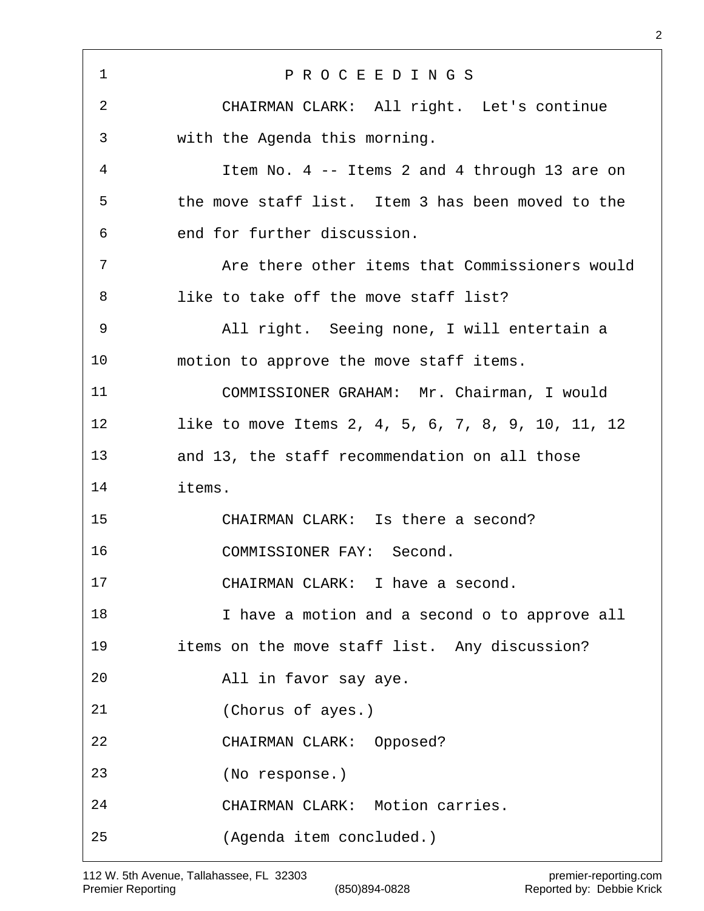P R O C E E D I N G S

CHAIRMAN CLARK: All right. Let's continue with the Agenda this morning.

Item No. 4 -- Items 2 and 4 through 13 are on the move staff list. Item 3 has been moved to the end for further discussion.

Are there other items that Commissioners would like to take off the move staff list?

All right. Seeing none, I will entertain a motion to approve the move staff items.

COMMISSIONER GRAHAM: Mr. Chairman, I would like to move Items 2, 4, 5, 6, 7, 8, 9, 10, 11, 12 and 13, the staff recommendation on all those items.

CHAIRMAN CLARK: Is there a second?

COMMISSIONER FAY: Second.

CHAIRMAN CLARK: I have a second.

I have a motion and a second o to approve all items on the move staff list. Any discussion?

All in favor say aye.

(Chorus of ayes.)

CHAIRMAN CLARK: Opposed?

(No response.)

CHAIRMAN CLARK: Motion carries.

(Agenda item concluded.)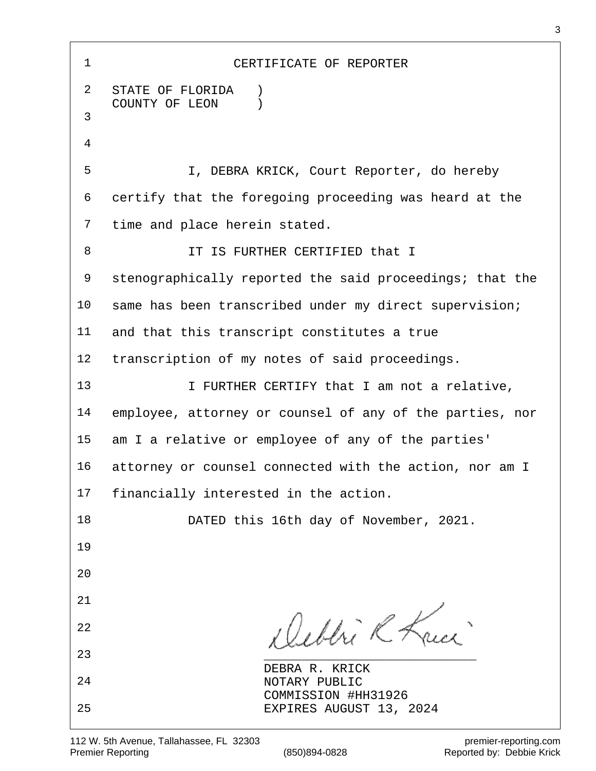# CERTIFICATE OF REPORTER

STATE OF FLORIDA )
COUNTY OF LEON )

I, DEBRA KRICK, Court Reporter, do hereby certify that the foregoing proceeding was heard at the time and place herein stated.

IT IS FURTHER CERTIFIED that I stenographically reported the said proceedings; that the same has been transcribed under my direct supervision; and that this transcript constitutes a true transcription of my notes of said proceedings.

I FURTHER CERTIFY that I am not a relative, employee, attorney or counsel of any of the parties, nor am I a relative or employee of any of the parties' attorney or counsel connected with the action, nor am I financially interested in the action.

DATED this 16th day of November, 2021.

Debbie R Krick

\_\_\_\_\_\_\_\_\_\_\_\_\_\_\_\_\_\_\_\_\_\_\_\_\_\_\_\_

DEBRA R. KRICK
NOTARY PUBLIC
COMMISSION #HH31926
EXPIRES AUGUST 13, 2024